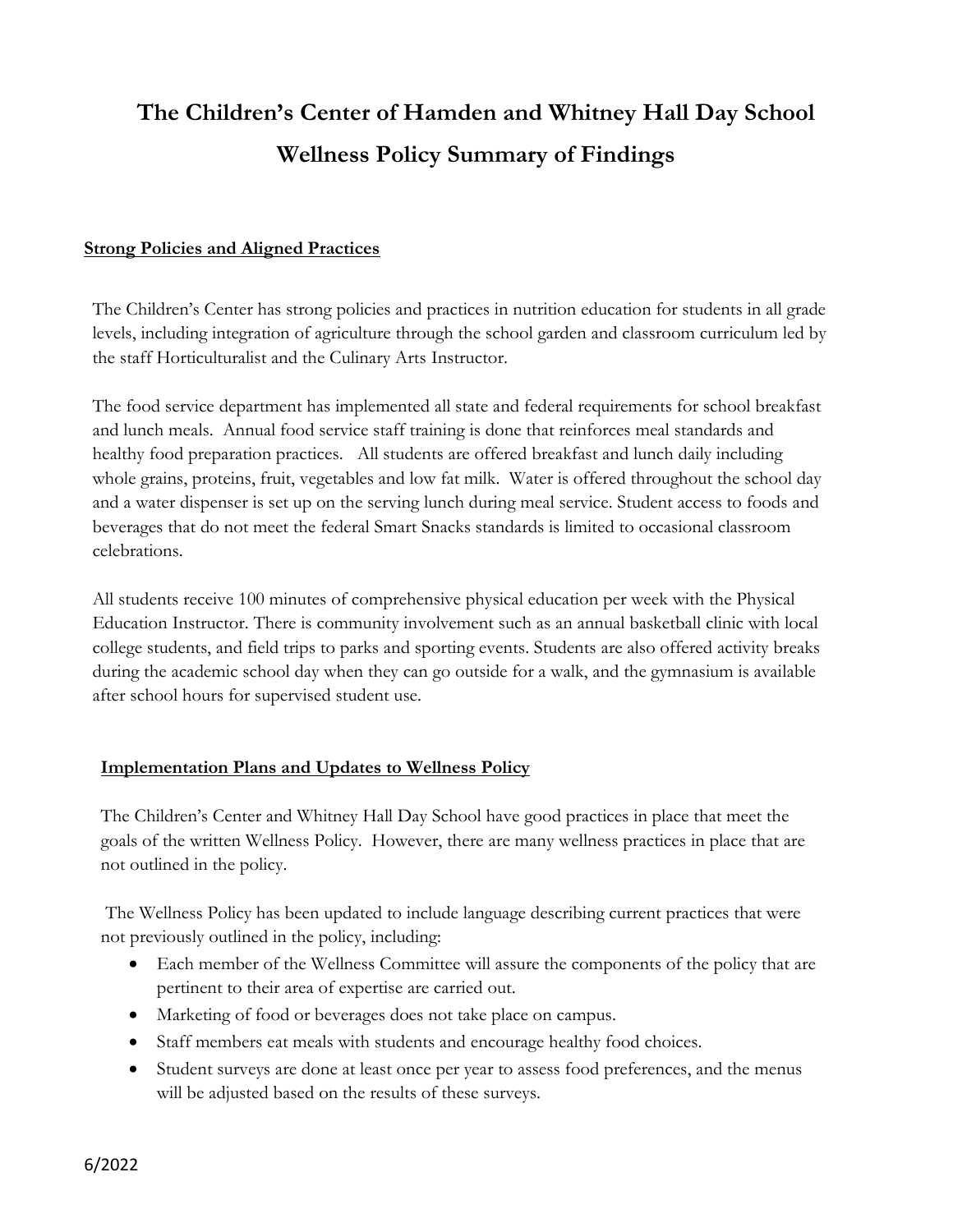# The Children's Center of Hamden and Whitney Hall Day School
# Wellness Policy Summary of Findings

## Strong Policies and Aligned Practices

The Children's Center has strong policies and practices in nutrition education for students in all grade levels, including integration of agriculture through the school garden and classroom curriculum led by the staff Horticulturalist and the Culinary Arts Instructor.

The food service department has implemented all state and federal requirements for school breakfast and lunch meals. Annual food service staff training is done that reinforces meal standards and healthy food preparation practices. All students are offered breakfast and lunch daily including whole grains, proteins, fruit, vegetables and low fat milk. Water is offered throughout the school day and a water dispenser is set up on the serving lunch during meal service. Student access to foods and beverages that do not meet the federal Smart Snacks standards is limited to occasional classroom celebrations.

All students receive 100 minutes of comprehensive physical education per week with the Physical Education Instructor. There is community involvement such as an annual basketball clinic with local college students, and field trips to parks and sporting events. Students are also offered activity breaks during the academic school day when they can go outside for a walk, and the gymnasium is available after school hours for supervised student use.

## Implementation Plans and Updates to Wellness Policy

The Children's Center and Whitney Hall Day School have good practices in place that meet the goals of the written Wellness Policy. However, there are many wellness practices in place that are not outlined in the policy.

The Wellness Policy has been updated to include language describing current practices that were not previously outlined in the policy, including:

- Each member of the Wellness Committee will assure the components of the policy that are pertinent to their area of expertise are carried out.
- Marketing of food or beverages does not take place on campus.
- Staff members eat meals with students and encourage healthy food choices.
- Student surveys are done at least once per year to assess food preferences, and the menus will be adjusted based on the results of these surveys.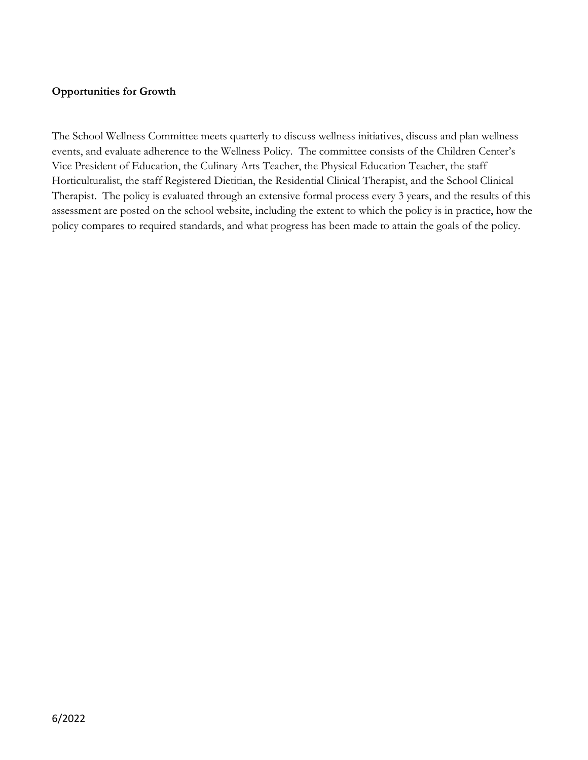## Opportunities for Growth

The School Wellness Committee meets quarterly to discuss wellness initiatives, discuss and plan wellness events, and evaluate adherence to the Wellness Policy. The committee consists of the Children Center's Vice President of Education, the Culinary Arts Teacher, the Physical Education Teacher, the staff Horticulturalist, the staff Registered Dietitian, the Residential Clinical Therapist, and the School Clinical Therapist. The policy is evaluated through an extensive formal process every 3 years, and the results of this assessment are posted on the school website, including the extent to which the policy is in practice, how the policy compares to required standards, and what progress has been made to attain the goals of the policy.

6/2022